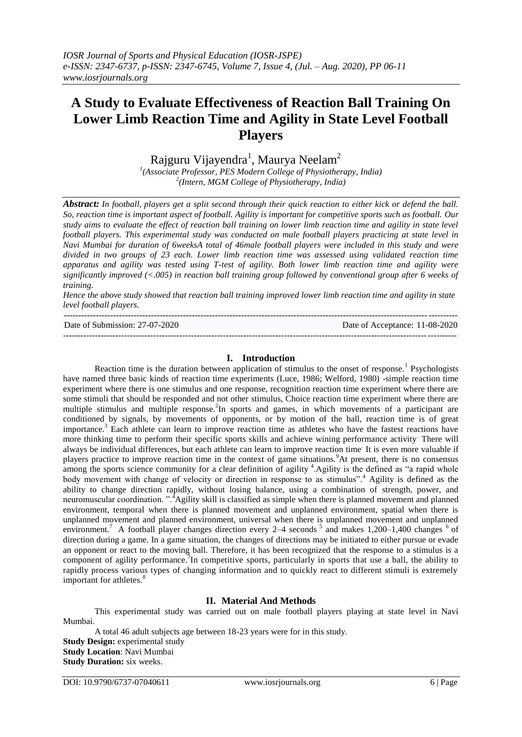# A Study to Evaluate Effectiveness of Reaction Ball Training On Lower Limb Reaction Time and Agility in State Level Football Players

Rajguru Vijayendra[1], Maurya Neelam[2]

[1](Associate Professor, PES Modern College of Physiotherapy, India)
[2](Intern, MGM College of Physiotherapy, India)

***Abstract:*** *In football, players get a split second through their quick reaction to either kick or defend the ball. So, reaction time is important aspect of football. Agility is important for competitive sports such as football. Our study aims to evaluate the effect of reaction ball training on lower limb reaction time and agility in state level football players. This experimental study was conducted on male football players practicing at state level in Navi Mumbai for duration of 6weeksA total of 46male football players were included in this study and were divided in two groups of 23 each. Lower limb reaction time was assessed using validated reaction time apparatus and agility was tested using T-test of agility. Both lower limb reaction time and agility were significantly improved (<.005) in reaction ball training group followed by conventional group after 6 weeks of training.*

*Hence the above study showed that reaction ball training improved lower limb reaction time and agility in state level football players.*

---

Date of Submission: 27-07-2020 | Date of Acceptance: 11-08-2020

---

## I. Introduction

Reaction time is the duration between application of stimulus to the onset of response.[1] Psychologists have named three basic kinds of reaction time experiments (Luce, 1986; Welford, 1980) -simple reaction time experiment where there is one stimulus and one response, recognition reaction time experiment where there are some stimuli that should be responded and not other stimulus, Choice reaction time experiment where there are multiple stimulus and multiple response.[2]In sports and games, in which movements of a participant are conditioned by signals, by movements of opponents, or by motion of the ball, reaction time is of great importance.[3] Each athlete can learn to improve reaction time as athletes who have the fastest reactions have more thinking time to perform their specific sports skills and achieve wining performance activity. There will always be individual differences, but each athlete can learn to improve reaction time. It is even more valuable if players practice to improve reaction time in the context of game situations.[9]At present, there is no consensus among the sports science community for a clear definition of agility [4].Agility is the defined as "a rapid whole body movement with change of velocity or direction in response to as stimulus".[4] Agility is defined as the ability to change direction rapidly, without losing balance, using a combination of strength, power, and neuromuscular coordination. ".[4]Agility skill is classified as simple when there is planned movement and planned environment, temporal when there is planned movement and unplanned environment, spatial when there is unplanned movement and planned environment, universal when there is unplanned movement and unplanned environment.[7] A football player changes direction every 2–4 seconds [5] and makes 1,200–1,400 changes [6] of direction during a game. In a game situation, the changes of directions may be initiated to either pursue or evade an opponent or react to the moving ball. Therefore, it has been recognized that the response to a stimulus is a component of agility performance.[7]In competitive sports, particularly in sports that use a ball, the ability to rapidly process various types of changing information and to quickly react to different stimuli is extremely important for athletes.[8]

## II. Material And Methods

This experimental study was carried out on male football players playing at state level in Navi Mumbai.

A total 46 adult subjects age between 18-23 years were for in this study.

**Study Design:** experimental study
**Study Location**: Navi Mumbai
**Study Duration:** six weeks.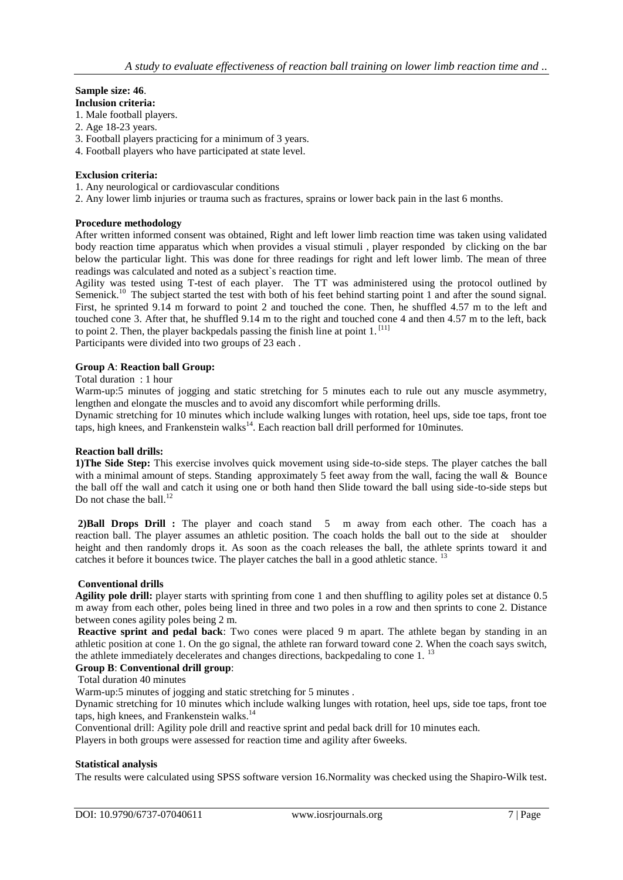**Sample size: 46**.

**Inclusion criteria:**

1. Male football players.
2. Age 18-23 years.
3. Football players practicing for a minimum of 3 years.
4. Football players who have participated at state level.

**Exclusion criteria:**

1. Any neurological or cardiovascular conditions
2. Any lower limb injuries or trauma such as fractures, sprains or lower back pain in the last 6 months.

**Procedure methodology**

After written informed consent was obtained, Right and left lower limb reaction time was taken using validated body reaction time apparatus which when provides a visual stimuli , player responded by clicking on the bar below the particular light. This was done for three readings for right and left lower limb. The mean of three readings was calculated and noted as a subject`s reaction time.

Agility was tested using T-test of each player. The TT was administered using the protocol outlined by Semenick.[10] The subject started the test with both of his feet behind starting point 1 and after the sound signal. First, he sprinted 9.14 m forward to point 2 and touched the cone. Then, he shuffled 4.57 m to the left and touched cone 3. After that, he shuffled 9.14 m to the right and touched cone 4 and then 4.57 m to the left, back to point 2. Then, the player backpedals passing the finish line at point 1. [11]

Participants were divided into two groups of 23 each .

**Group A**: **Reaction ball Group:**

Total duration : 1 hour

Warm-up:5 minutes of jogging and static stretching for 5 minutes each to rule out any muscle asymmetry, lengthen and elongate the muscles and to avoid any discomfort while performing drills.

Dynamic stretching for 10 minutes which include walking lunges with rotation, heel ups, side toe taps, front toe taps, high knees, and Frankenstein walks[14]. Each reaction ball drill performed for 10minutes.

**Reaction ball drills:**

**1)The Side Step:** This exercise involves quick movement using side-to-side steps. The player catches the ball with a minimal amount of steps. Standing approximately 5 feet away from the wall, facing the wall & Bounce the ball off the wall and catch it using one or both hand then Slide toward the ball using side-to-side steps but Do not chase the ball.[12]

**2)Ball Drops Drill :** The player and coach stand 5 m away from each other. The coach has a reaction ball. The player assumes an athletic position. The coach holds the ball out to the side at shoulder height and then randomly drops it. As soon as the coach releases the ball, the athlete sprints toward it and catches it before it bounces twice. The player catches the ball in a good athletic stance. [13]

**Conventional drills**

**Agility pole drill:** player starts with sprinting from cone 1 and then shuffling to agility poles set at distance 0.5 m away from each other, poles being lined in three and two poles in a row and then sprints to cone 2. Distance between cones agility poles being 2 m.

**Reactive sprint and pedal back**: Two cones were placed 9 m apart. The athlete began by standing in an athletic position at cone 1. On the go signal, the athlete ran forward toward cone 2. When the coach says switch, the athlete immediately decelerates and changes directions, backpedaling to cone 1. [13]

**Group B**: **Conventional drill group**:

Total duration 40 minutes

Warm-up:5 minutes of jogging and static stretching for 5 minutes .

Dynamic stretching for 10 minutes which include walking lunges with rotation, heel ups, side toe taps, front toe taps, high knees, and Frankenstein walks.[14]

Conventional drill: Agility pole drill and reactive sprint and pedal back drill for 10 minutes each.

Players in both groups were assessed for reaction time and agility after 6weeks.

**Statistical analysis**

The results were calculated using SPSS software version 16.Normality was checked using the Shapiro-Wilk test.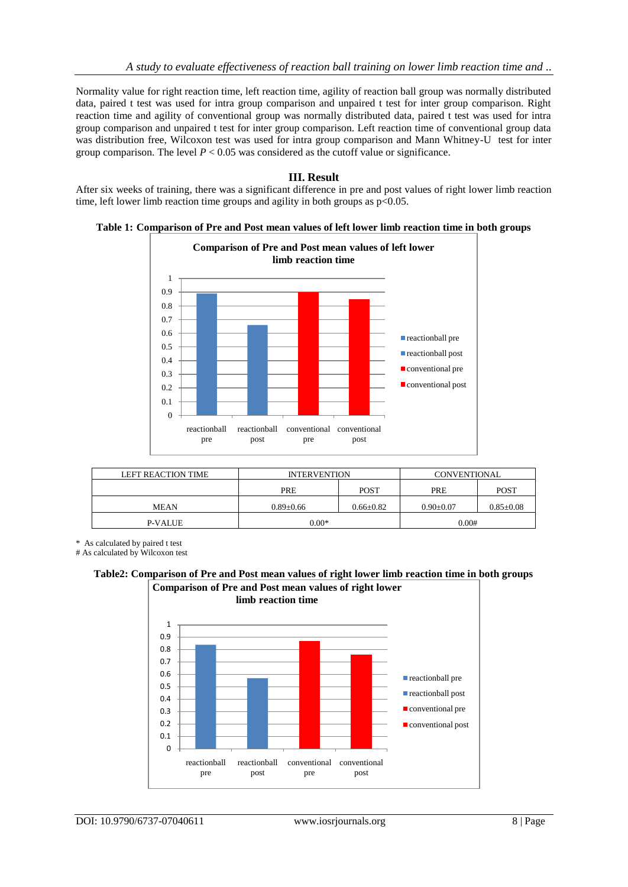Normality value for right reaction time, left reaction time, agility of reaction ball group was normally distributed data, paired t test was used for intra group comparison and unpaired t test for inter group comparison. Right reaction time and agility of conventional group was normally distributed data, paired t test was used for intra group comparison and unpaired t test for inter group comparison. Left reaction time of conventional group data was distribution free, Wilcoxon test was used for intra group comparison and Mann Whitney-U test for inter group comparison. The level $P < 0.05$ was considered as the cutoff value or significance.

## III. Result

After six weeks of training, there was a significant difference in pre and post values of right lower limb reaction time, left lower limb reaction time groups and agility in both groups as $p<0.05$.

**Table 1: Comparison of Pre and Post mean values of left lower limb reaction time in both groups**

**Comparison of Pre and Post mean values of left lower limb reaction time**

| LEFT REACTION TIME | INTERVENTION | | CONVENTIONAL | |
|---|---|---|---|---|
| | PRE | POST | PRE | POST |
| MEAN | 0.89±0.66 | 0.66±0.82 | 0.90±0.07 | 0.85±0.08 |
| P-VALUE | 0.00* | | 0.00# | |

\* As calculated by paired t test
# As calculated by Wilcoxon test

**Table2: Comparison of Pre and Post mean values of right lower limb reaction time in both groups**

**Comparison of Pre and Post mean values of right lower limb reaction time**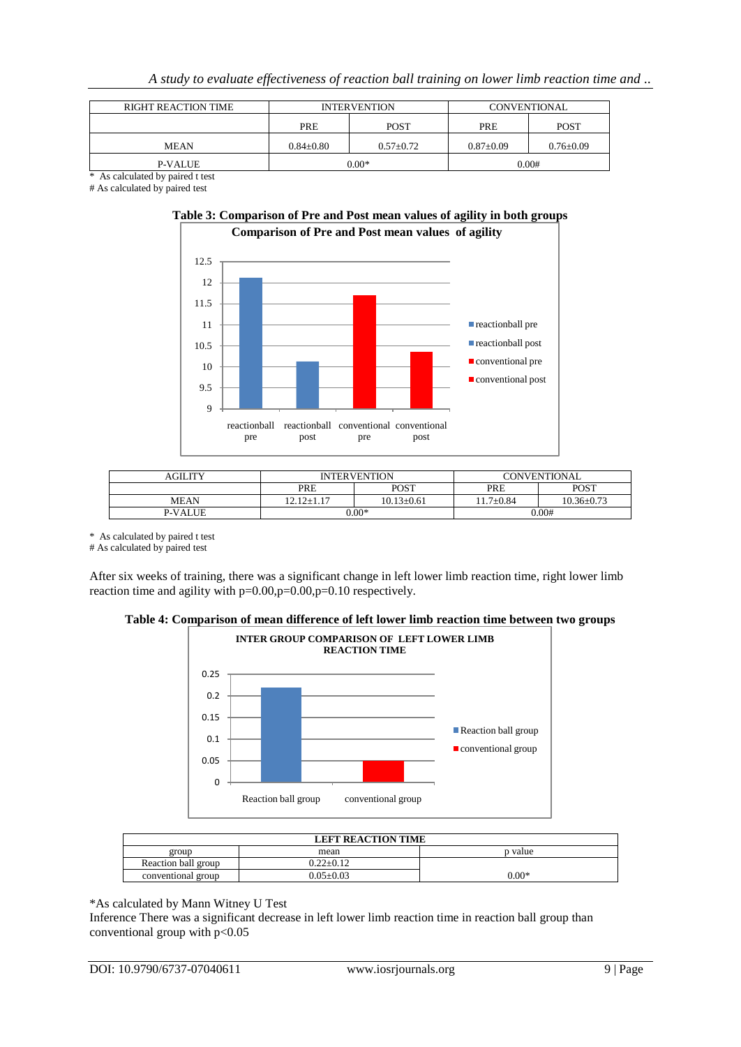| RIGHT REACTION TIME | INTERVENTION | | CONVENTIONAL | |
|---|---|---|---|---|
| | PRE | POST | PRE | POST |
| MEAN | 0.84±0.80 | 0.57±0.72 | 0.87±0.09 | 0.76±0.09 |
| P-VALUE | 0.00* | | 0.00# | |

* As calculated by paired t test
# As calculated by paired test

**Table 3: Comparison of Pre and Post mean values of agility in both groups**

| AGILITY | INTERVENTION | | CONVENTIONAL | |
|---|---|---|---|---|
| | PRE | POST | PRE | POST |
| MEAN | 12.12±1.17 | 10.13±0.61 | 11.7±0.84 | 10.36±0.73 |
| P-VALUE | 0.00* | | 0.00# | |

* As calculated by paired t test
# As calculated by paired test

After six weeks of training, there was a significant change in left lower limb reaction time, right lower limb reaction time and agility with p=0.00,p=0.00,p=0.10 respectively.

**Table 4: Comparison of mean difference of left lower limb reaction time between two groups**

| LEFT REACTION TIME | | |
|---|---|---|
| group | mean | p value |
| Reaction ball group | 0.22±0.12 | 0.00* |
| conventional group | 0.05±0.03 | |

*As calculated by Mann Witney U Test

Inference There was a significant decrease in left lower limb reaction time in reaction ball group than conventional group with $p<0.05$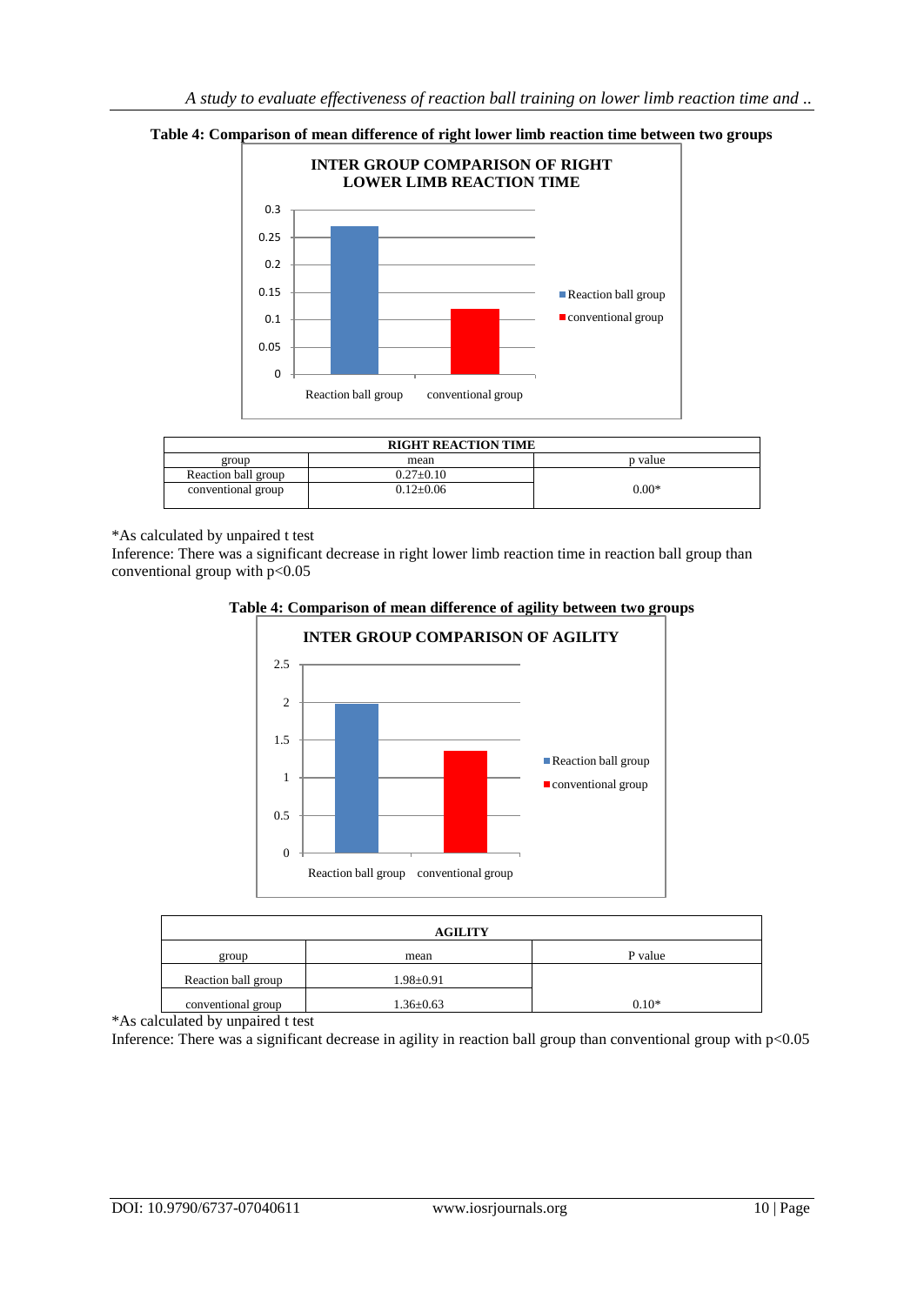**Table 4: Comparison of mean difference of right lower limb reaction time between two groups**

| RIGHT REACTION TIME | | |
|---|---|---|
| group | mean | p value |
| Reaction ball group | 0.27±0.10 | 0.00* |
| conventional group | 0.12±0.06 | |

*As calculated by unpaired t test

Inference: There was a significant decrease in right lower limb reaction time in reaction ball group than conventional group with $p<0.05$

**Table 4: Comparison of mean difference of agility between two groups**

| AGILITY | | |
|---|---|---|
| group | mean | P value |
| Reaction ball group | 1.98±0.91 | 0.10* |
| conventional group | 1.36±0.63 | |

*As calculated by unpaired t test

Inference: There was a significant decrease in agility in reaction ball group than conventional group with $p<0.05$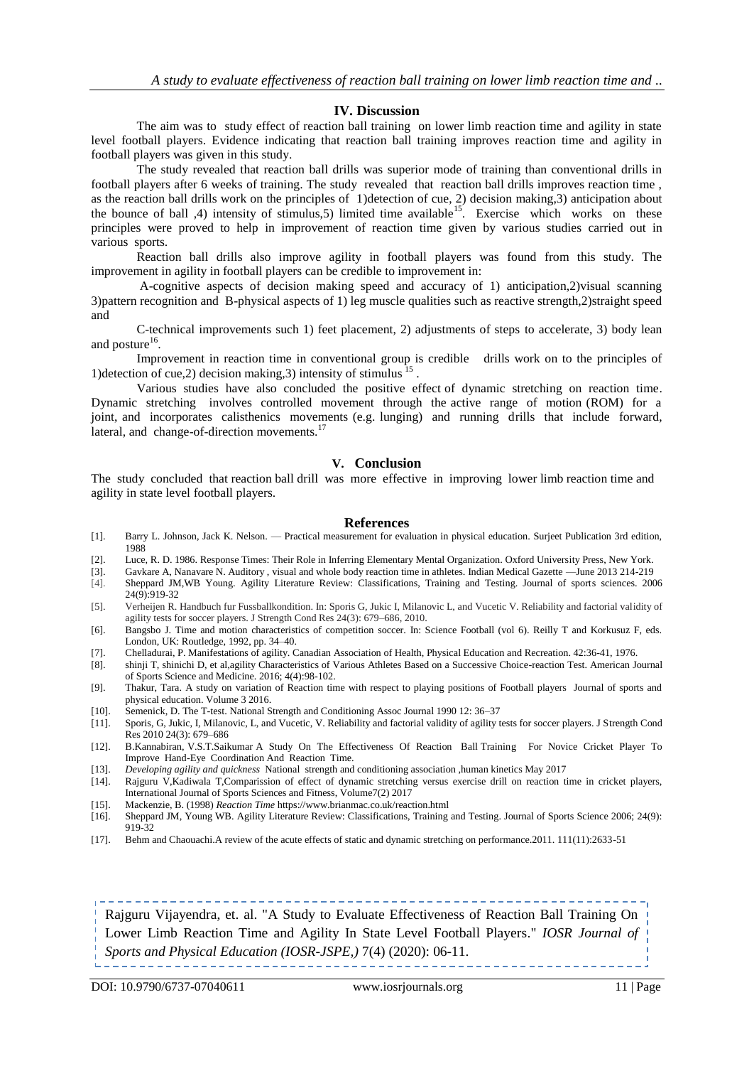## IV. Discussion

The aim was to study effect of reaction ball training on lower limb reaction time and agility in state level football players. Evidence indicating that reaction ball training improves reaction time and agility in football players was given in this study.

The study revealed that reaction ball drills was superior mode of training than conventional drills in football players after 6 weeks of training. The study revealed that reaction ball drills improves reaction time , as the reaction ball drills work on the principles of 1)detection of cue, 2) decision making,3) anticipation about the bounce of ball ,4) intensity of stimulus,5) limited time available[15]. Exercise which works on these principles were proved to help in improvement of reaction time given by various studies carried out in various sports.

Reaction ball drills also improve agility in football players was found from this study. The improvement in agility in football players can be credible to improvement in:

A-cognitive aspects of decision making speed and accuracy of 1) anticipation,2)visual scanning 3)pattern recognition and B-physical aspects of 1) leg muscle qualities such as reactive strength,2)straight speed and

C-technical improvements such 1) feet placement, 2) adjustments of steps to accelerate, 3) body lean and posture[16].

Improvement in reaction time in conventional group is credible drills work on to the principles of 1)detection of cue,2) decision making,3) intensity of stimulus [15] .

Various studies have also concluded the positive effect of dynamic stretching on reaction time. Dynamic stretching involves controlled movement through the active range of motion (ROM) for a joint, and incorporates calisthenics movements (e.g. lunging) and running drills that include forward, lateral, and change-of-direction movements.[17]

## V. Conclusion

The study concluded that reaction ball drill was more effective in improving lower limb reaction time and agility in state level football players.

## References

[1]. Barry L. Johnson, Jack K. Nelson. — Practical measurement for evaluation in physical education. Surjeet Publication 3rd edition, 1988

[2]. Luce, R. D. 1986. Response Times: Their Role in Inferring Elementary Mental Organization. Oxford University Press, New York.

[3]. Gavkare A, Nanavare N. Auditory , visual and whole body reaction time in athletes. Indian Medical Gazette —June 2013 214-219

[4]. Sheppard JM,WB Young. Agility Literature Review: Classifications, Training and Testing. Journal of sports sciences. 2006 24(9):919-32

[5]. Verheijen R. Handbuch fur Fussballkondition. In: Sporis G, Jukic I, Milanovic L, and Vucetic V. Reliability and factorial validity of agility tests for soccer players. J Strength Cond Res 24(3): 679–686, 2010.

[6]. Bangsbo J. Time and motion characteristics of competition soccer. In: Science Football (vol 6). Reilly T and Korkusuz F, eds. London, UK: Routledge, 1992, pp. 34–40.

[7]. Chelladurai, P. Manifestations of agility. Canadian Association of Health, Physical Education and Recreation. 42:36-41, 1976.

[8]. shinji T, shinichi D, et al,agility Characteristics of Various Athletes Based on a Successive Choice-reaction Test. American Journal of Sports Science and Medicine. 2016; 4(4):98-102.

[9]. Thakur, Tara. A study on variation of Reaction time with respect to playing positions of Football players Journal of sports and physical education. Volume 3 2016.

[10]. Semenick, D. The T-test. National Strength and Conditioning Assoc Journal 1990 12: 36–37

[11]. Sporis, G, Jukic, I, Milanovic, L, and Vucetic, V. Reliability and factorial validity of agility tests for soccer players. J Strength Cond Res 2010 24(3): 679–686

[12]. B.Kannabiran, V.S.T.Saikumar A Study On The Effectiveness Of Reaction Ball Training For Novice Cricket Player To Improve Hand-Eye Coordination And Reaction Time.

[13]. *Developing agility and quickness* National strength and conditioning association ,human kinetics May 2017

[14]. Rajguru V,Kadiwala T,Comparission of effect of dynamic stretching versus exercise drill on reaction time in cricket players, International Journal of Sports Sciences and Fitness, Volume7(2) 2017

[15]. Mackenzie, B. (1998) *Reaction Time* https://www.brianmac.co.uk/reaction.html

[16]. Sheppard JM, Young WB. Agility Literature Review: Classifications, Training and Testing. Journal of Sports Science 2006; 24(9): 919-32

[17]. Behm and Chaouachi.A review of the acute effects of static and dynamic stretching on performance.2011. 111(11):2633-51

Rajguru Vijayendra, et. al. "A Study to Evaluate Effectiveness of Reaction Ball Training On Lower Limb Reaction Time and Agility In State Level Football Players." *IOSR Journal of Sports and Physical Education (IOSR-JSPE,)* 7(4) (2020): 06-11.